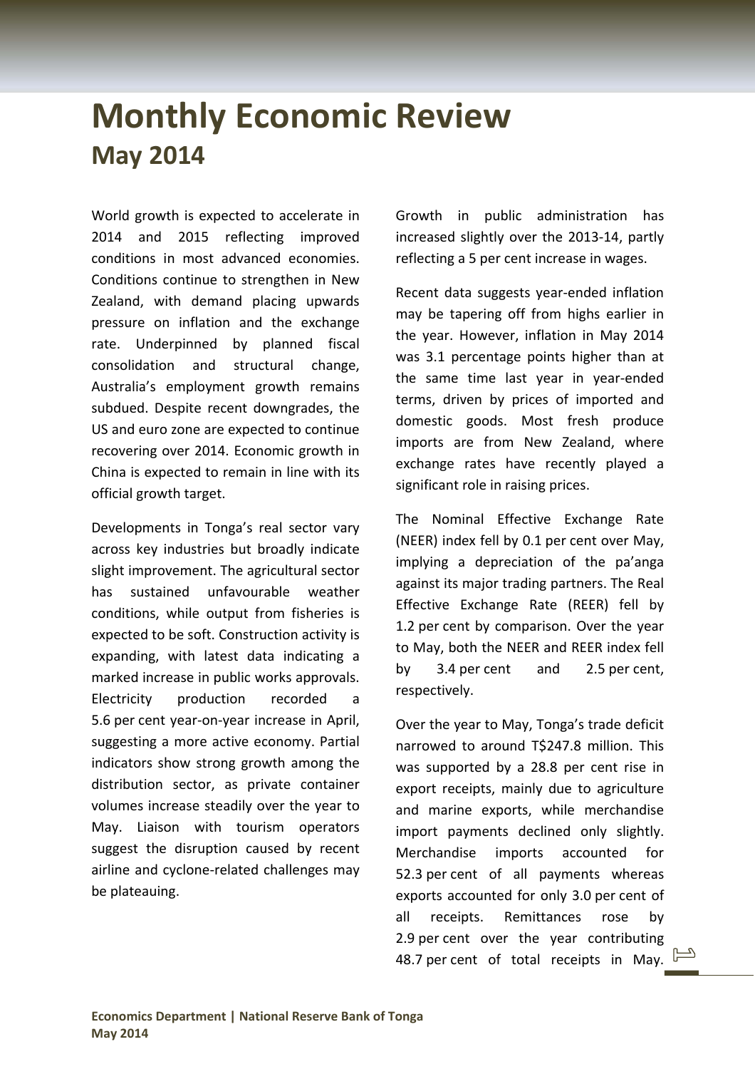# Monthly Economic Review

## May 2014

World growth is expected to accelerate in 2014 and 2015 reflecting improved conditions in most advanced economies. Conditions continue to strengthen in New Zealand, with demand placing upwards pressure on inflation and the exchange rate. Underpinned by planned fiscal consolidation and structural change, Australia's employment growth remains subdued. Despite recent downgrades, the US and euro zone are expected to continue recovering over 2014. Economic growth in China is expected to remain in line with its official growth target.

Developments in Tonga's real sector vary across key industries but broadly indicate slight improvement. The agricultural sector has sustained unfavourable weather conditions, while output from fisheries is expected to be soft. Construction activity is expanding, with latest data indicating a marked increase in public works approvals. Electricity production recorded a 5.6 per cent year-on-year increase in April, suggesting a more active economy. Partial indicators show strong growth among the distribution sector, as private container volumes increase steadily over the year to May. Liaison with tourism operators suggest the disruption caused by recent airline and cyclone-related challenges may be plateauing.

Growth in public administration has increased slightly over the 2013-14, partly reflecting a 5 per cent increase in wages.

Recent data suggests year-ended inflation may be tapering off from highs earlier in the year. However, inflation in May 2014 was 3.1 percentage points higher than at the same time last year in year-ended terms, driven by prices of imported and domestic goods. Most fresh produce imports are from New Zealand, where exchange rates have recently played a significant role in raising prices.

The Nominal Effective Exchange Rate (NEER) index fell by 0.1 per cent over May, implying a depreciation of the pa'anga against its major trading partners. The Real Effective Exchange Rate (REER) fell by 1.2 per cent by comparison. Over the year to May, both the NEER and REER index fell by 3.4 per cent and 2.5 per cent, respectively.

Over the year to May, Tonga's trade deficit narrowed to around T$247.8 million. This was supported by a 28.8 per cent rise in export receipts, mainly due to agriculture and marine exports, while merchandise import payments declined only slightly. Merchandise imports accounted for 52.3 per cent of all payments whereas exports accounted for only 3.0 per cent of all receipts. Remittances rose by 2.9 per cent over the year contributing 48.7 per cent of total receipts in May.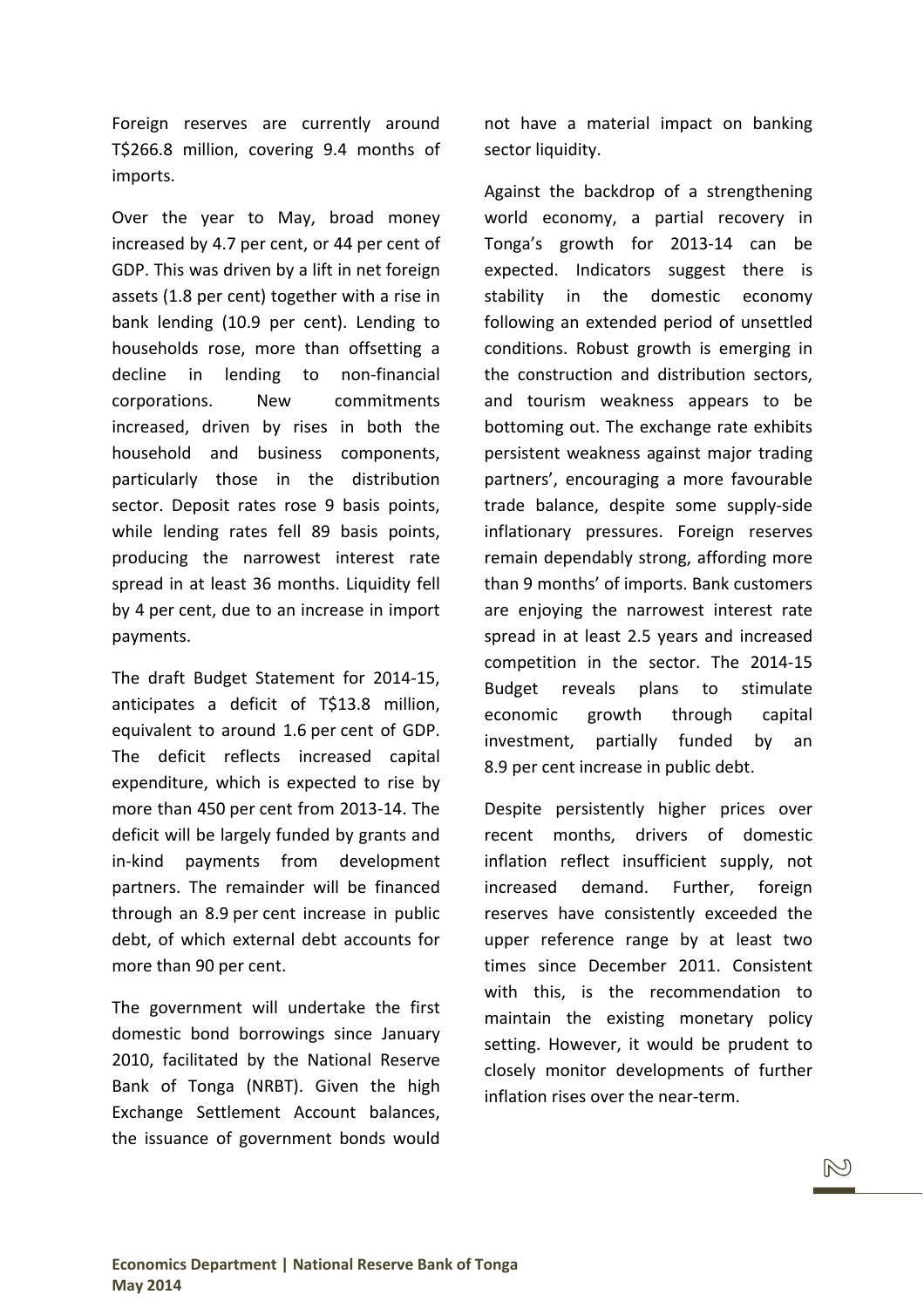Foreign reserves are currently around T$266.8 million, covering 9.4 months of imports.

Over the year to May, broad money increased by 4.7 per cent, or 44 per cent of GDP. This was driven by a lift in net foreign assets (1.8 per cent) together with a rise in bank lending (10.9 per cent). Lending to households rose, more than offsetting a decline in lending to non-financial corporations. New commitments increased, driven by rises in both the household and business components, particularly those in the distribution sector. Deposit rates rose 9 basis points, while lending rates fell 89 basis points, producing the narrowest interest rate spread in at least 36 months. Liquidity fell by 4 per cent, due to an increase in import payments.

The draft Budget Statement for 2014-15, anticipates a deficit of T$13.8 million, equivalent to around 1.6 per cent of GDP. The deficit reflects increased capital expenditure, which is expected to rise by more than 450 per cent from 2013-14. The deficit will be largely funded by grants and in-kind payments from development partners. The remainder will be financed through an 8.9 per cent increase in public debt, of which external debt accounts for more than 90 per cent.

The government will undertake the first domestic bond borrowings since January 2010, facilitated by the National Reserve Bank of Tonga (NRBT). Given the high Exchange Settlement Account balances, the issuance of government bonds would not have a material impact on banking sector liquidity.

Against the backdrop of a strengthening world economy, a partial recovery in Tonga's growth for 2013-14 can be expected. Indicators suggest there is stability in the domestic economy following an extended period of unsettled conditions. Robust growth is emerging in the construction and distribution sectors, and tourism weakness appears to be bottoming out. The exchange rate exhibits persistent weakness against major trading partners', encouraging a more favourable trade balance, despite some supply-side inflationary pressures. Foreign reserves remain dependably strong, affording more than 9 months' of imports. Bank customers are enjoying the narrowest interest rate spread in at least 2.5 years and increased competition in the sector. The 2014-15 Budget reveals plans to stimulate economic growth through capital investment, partially funded by an 8.9 per cent increase in public debt.

Despite persistently higher prices over recent months, drivers of domestic inflation reflect insufficient supply, not increased demand. Further, foreign reserves have consistently exceeded the upper reference range by at least two times since December 2011. Consistent with this, is the recommendation to maintain the existing monetary policy setting. However, it would be prudent to closely monitor developments of further inflation rises over the near-term.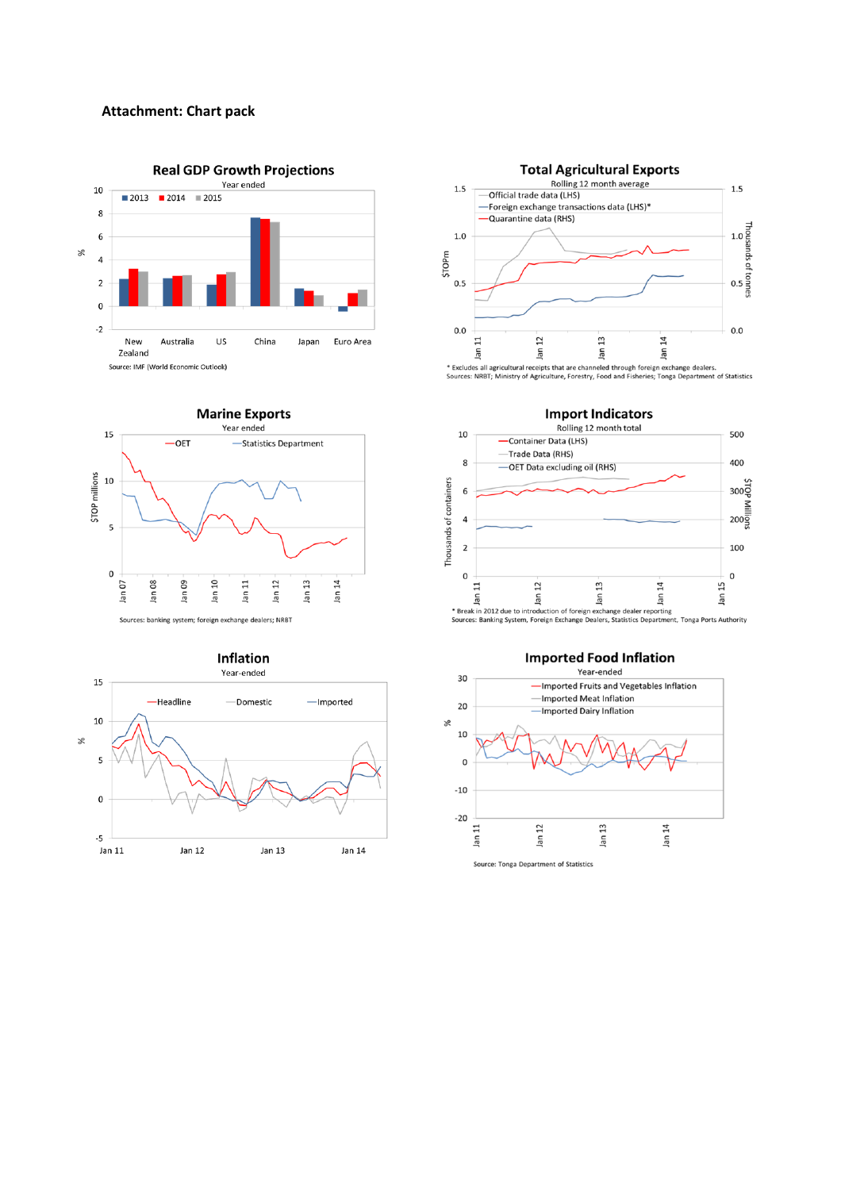**Attachment: Chart pack**

## Real GDP Growth Projections

Year ended

Source: IMF (World Economic Outlook)

## Total Agricultural Exports

Rolling 12 month average

* Excludes all agricultural receipts that are channeled through foreign exchange dealers.
Sources: NRBT; Ministry of Agriculture, Forestry, Food and Fisheries; Tonga Department of Statistics

## Marine Exports

Year ended

Sources: banking system; foreign exchange dealers; NRBT

## Import Indicators

Rolling 12 month total

* Break in 2012 due to introduction of foreign exchange dealer reporting
Sources: Banking System, Foreign Exchange Dealers, Statistics Department, Tonga Ports Authority

## Inflation

Year-ended

## Imported Food Inflation

Year-ended

Source: Tonga Department of Statistics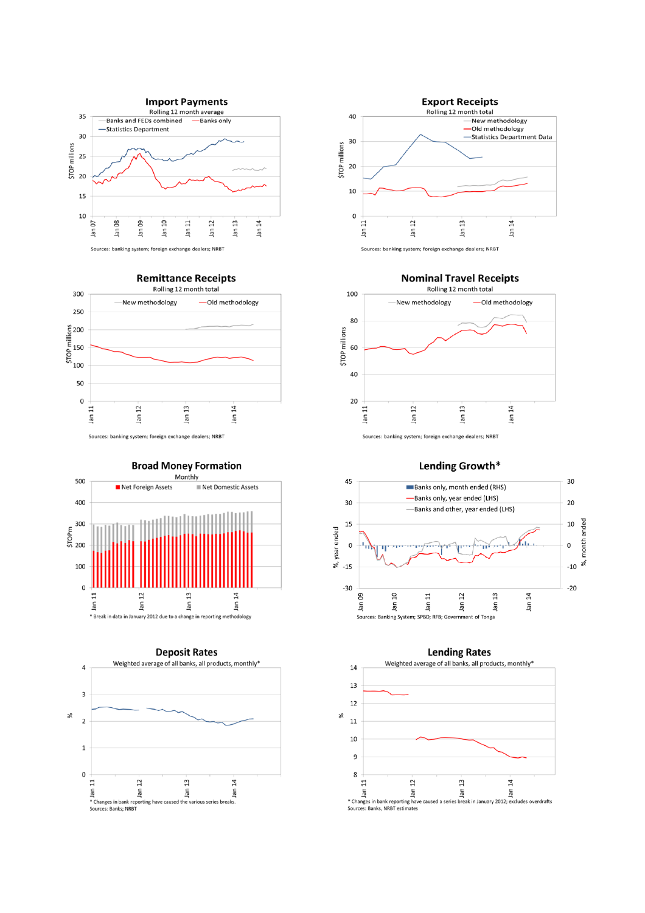## Import Payments

Rolling 12 month average

Banks and FEDs combined — Banks only — Statistics Department

$TOP millions

Sources: banking system; foreign exchange dealers; NRBT

## Export Receipts

Rolling 12 month total

New methodology — Old methodology — Statistics Department Data

$TOP millions

Sources: banking system; foreign exchange dealers; NRBT

## Remittance Receipts

Rolling 12 month total

New methodology — Old methodology

$TOP millions

Sources: banking system; foreign exchange dealers; NRBT

## Nominal Travel Receipts

Rolling 12 month total

New methodology — Old methodology

$TOP millions

Sources: banking system; foreign exchange dealers; NRBT

## Broad Money Formation

Monthly

Net Foreign Assets — Net Domestic Assets

$TOPm

* Break in data in January 2012 due to a change in reporting methodology

## Lending Growth*

Banks only, month ended (RHS) — Banks only, year ended (LHS) — Banks and other, year ended (LHS)

%, year ended — %, month ended

Sources: Banking System; SPBD; RFB; Government of Tonga

## Deposit Rates

Weighted average of all banks, all products, monthly*

%

* Changes in bank reporting have caused the various series breaks.

Sources: Banks; NRBT

## Lending Rates

Weighted average of all banks, all products, monthly*

%

* Changes in bank reporting have caused a series break in January 2012; excludes overdrafts

Sources: Banks, NRBT estimates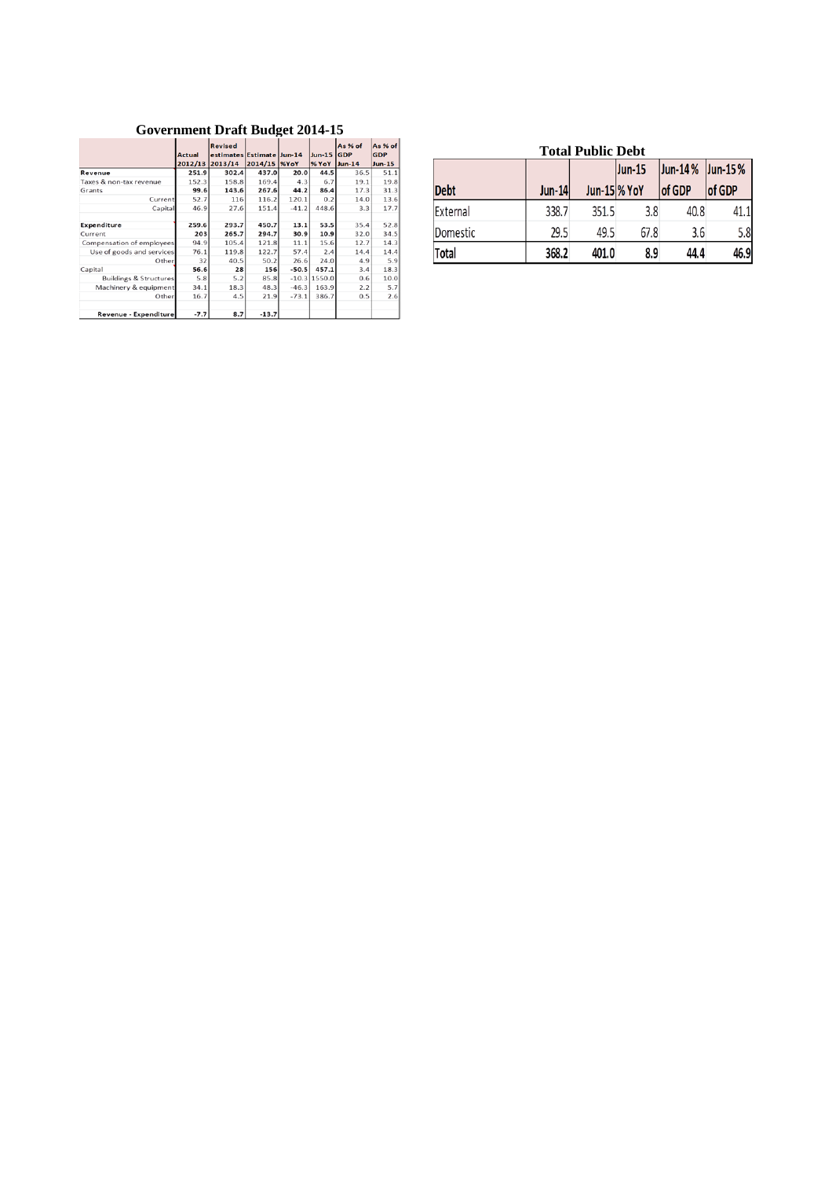## Government Draft Budget 2014-15

| | Actual 2012/13 | Revised estimates 2013/14 | Estimate 2014/15 | Jun-14 %YoY | Jun-15 % YoY | As % of GDP Jun-14 | As % of GDP Jun-15 |
|---|---|---|---|---|---|---|---|
| **Revenue** | **251.9** | **302.4** | **437.0** | **20.0** | **44.5** | 36.5 | 51.1 |
| Taxes & non-tax revenue | 152.3 | 158.8 | 169.4 | 4.3 | 6.7 | 19.1 | 19.8 |
| Grants | **99.6** | **143.6** | **267.6** | **44.2** | **86.4** | 17.3 | 31.3 |
| Current | 52.7 | 116 | 116.2 | 120.1 | 0.2 | 14.0 | 13.6 |
| Capital | 46.9 | 27.6 | 151.4 | -41.2 | 448.6 | 3.3 | 17.7 |
| | | | | | | | |
| **Expenditure** | **259.6** | **293.7** | **450.7** | **13.1** | **53.5** | 35.4 | 52.8 |
| Current | **203** | **265.7** | **294.7** | **30.9** | **10.9** | 32.0 | 34.5 |
| Compensation of employees | 94.9 | 105.4 | 121.8 | 11.1 | 15.6 | 12.7 | 14.3 |
| Use of goods and services | 76.1 | 119.8 | 122.7 | 57.4 | 2.4 | 14.4 | 14.4 |
| Other | 32 | 40.5 | 50.2 | 26.6 | 24.0 | 4.9 | 5.9 |
| Capital | **56.6** | **28** | **156** | **-50.5** | **457.1** | 3.4 | 18.3 |
| Buildings & Structures | 5.8 | 5.2 | 85.8 | -10.3 | 1550.0 | 0.6 | 10.0 |
| Machinery & equipment | 34.1 | 18.3 | 48.3 | -46.3 | 163.9 | 2.2 | 5.7 |
| Other | 16.7 | 4.5 | 21.9 | -73.1 | 386.7 | 0.5 | 2.6 |
| | | | | | | | |
| **Revenue - Expenditure** | **-7.7** | **8.7** | **-13.7** | | | | |

## Total Public Debt

| Debt | Jun-14 | Jun-15 | Jun-15 % YoY | Jun-14 % of GDP | Jun-15 % of GDP |
|---|---|---|---|---|---|
| External | 338.7 | 351.5 | 3.8 | 40.8 | 41.1 |
| Domestic | 29.5 | 49.5 | 67.8 | 3.6 | 5.8 |
| **Total** | **368.2** | **401.0** | **8.9** | **44.4** | **46.9** |